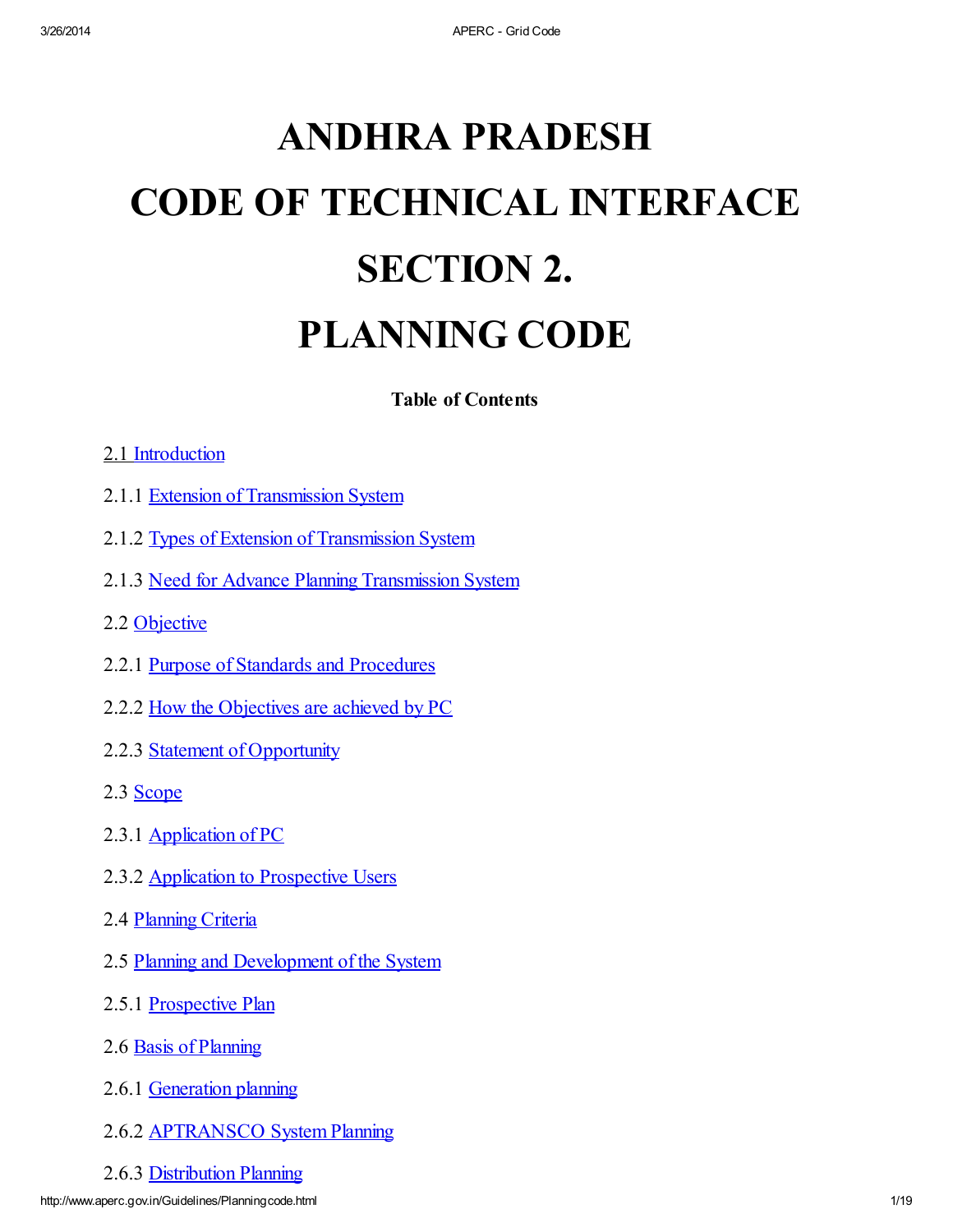# ANDHRA PRADESH

# CODE OF TECHNICAL INTERFACE

# SECTION 2.

# PLANNING CODE

**Table of Contents**

2.1 Introduction

2.1.1 Extension of Transmission System

2.1.2 Types of Extension of Transmission System

2.1.3 Need for Advance Planning Transmission System

2.2 Objective

2.2.1 Purpose of Standards and Procedures

2.2.2 How the Objectives are achieved by PC

2.2.3 Statement of Opportunity

2.3 Scope

2.3.1 Application of PC

2.3.2 Application to Prospective Users

2.4 Planning Criteria

2.5 Planning and Development of the System

2.5.1 Prospective Plan

2.6 Basis of Planning

2.6.1 Generation planning

2.6.2 APTRANSCO System Planning

2.6.3 Distribution Planning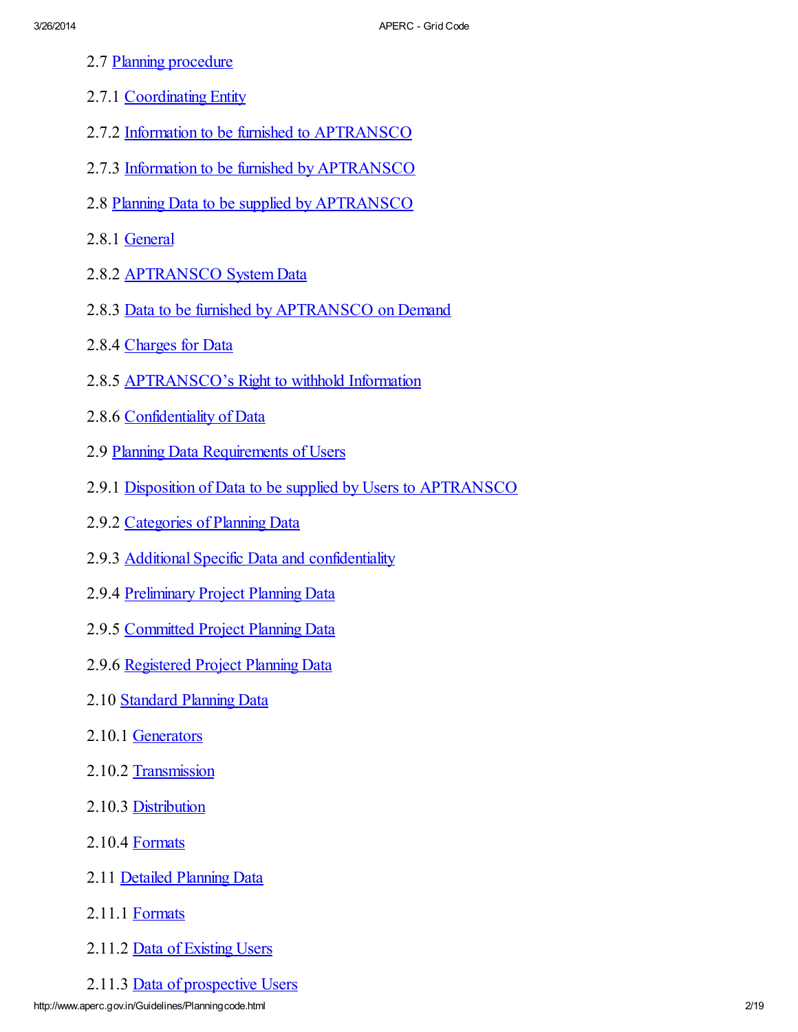2.7 Planning procedure

2.7.1 Coordinating Entity

2.7.2 Information to be furnished to APTRANSCO

2.7.3 Information to be furnished by APTRANSCO

2.8 Planning Data to be supplied by APTRANSCO

2.8.1 General

2.8.2 APTRANSCO System Data

2.8.3 Data to be furnished by APTRANSCO on Demand

2.8.4 Charges for Data

2.8.5 APTRANSCO's Right to withhold Information

2.8.6 Confidentiality of Data

2.9 Planning Data Requirements of Users

2.9.1 Disposition of Data to be supplied by Users to APTRANSCO

2.9.2 Categories of Planning Data

2.9.3 Additional Specific Data and confidentiality

2.9.4 Preliminary Project Planning Data

2.9.5 Committed Project Planning Data

2.9.6 Registered Project Planning Data

2.10 Standard Planning Data

2.10.1 Generators

2.10.2 Transmission

2.10.3 Distribution

2.10.4 Formats

2.11 Detailed Planning Data

2.11.1 Formats

2.11.2 Data of Existing Users

2.11.3 Data of prospective Users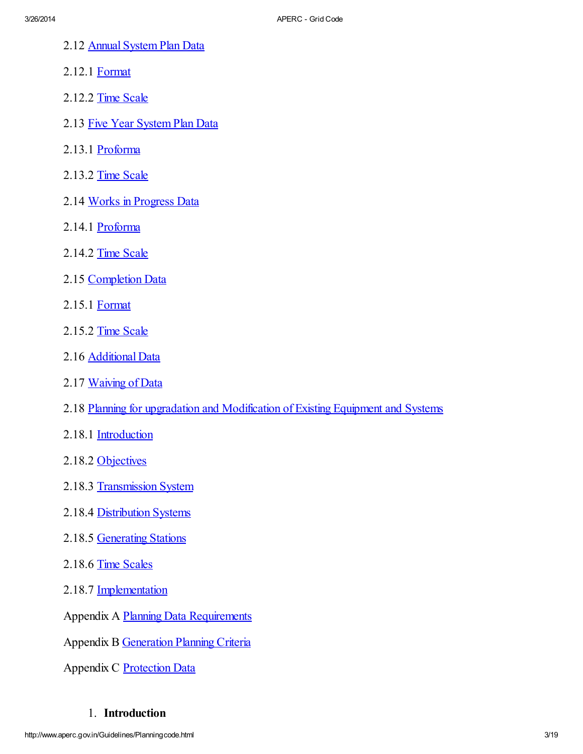2.12 Annual System Plan Data

2.12.1 Format

2.12.2 Time Scale

2.13 Five Year System Plan Data

2.13.1 Proforma

2.13.2 Time Scale

2.14 Works in Progress Data

2.14.1 Proforma

2.14.2 Time Scale

2.15 Completion Data

2.15.1 Format

2.15.2 Time Scale

2.16 Additional Data

2.17 Waiving of Data

2.18 Planning for upgradation and Modification of Existing Equipment and Systems

2.18.1 Introduction

2.18.2 Objectives

2.18.3 Transmission System

2.18.4 Distribution Systems

2.18.5 Generating Stations

2.18.6 Time Scales

2.18.7 Implementation

Appendix A Planning Data Requirements

Appendix B Generation Planning Criteria

Appendix C Protection Data

1. **Introduction**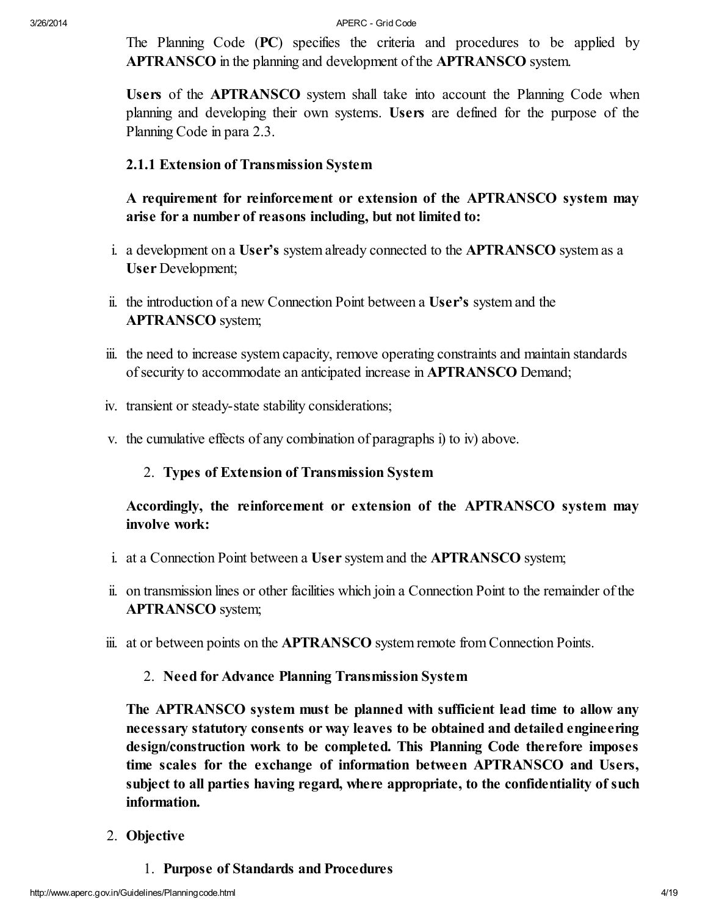The Planning Code (**PC**) specifies the criteria and procedures to be applied by **APTRANSCO** in the planning and development of the **APTRANSCO** system.

**Users** of the **APTRANSCO** system shall take into account the Planning Code when planning and developing their own systems. **Users** are defined for the purpose of the Planning Code in para 2.3.

**2.1.1 Extension of Transmission System**

**A requirement for reinforcement or extension of the APTRANSCO system may arise for a number of reasons including, but not limited to:**

i. a development on a **User's** system already connected to the **APTRANSCO** system as a **User** Development;

ii. the introduction of a new Connection Point between a **User's** system and the **APTRANSCO** system;

iii. the need to increase system capacity, remove operating constraints and maintain standards of security to accommodate an anticipated increase in **APTRANSCO** Demand;

iv. transient or steady-state stability considerations;

v. the cumulative effects of any combination of paragraphs i) to iv) above.

2. **Types of Extension of Transmission System**

**Accordingly, the reinforcement or extension of the APTRANSCO system may involve work:**

i. at a Connection Point between a **User** system and the **APTRANSCO** system;

ii. on transmission lines or other facilities which join a Connection Point to the remainder of the **APTRANSCO** system;

iii. at or between points on the **APTRANSCO** system remote from Connection Points.

2. **Need for Advance Planning Transmission System**

**The APTRANSCO system must be planned with sufficient lead time to allow any necessary statutory consents or way leaves to be obtained and detailed engineering design/construction work to be completed. This Planning Code therefore imposes time scales for the exchange of information between APTRANSCO and Users, subject to all parties having regard, where appropriate, to the confidentiality of such information.**

2. **Objective**

1. **Purpose of Standards and Procedures**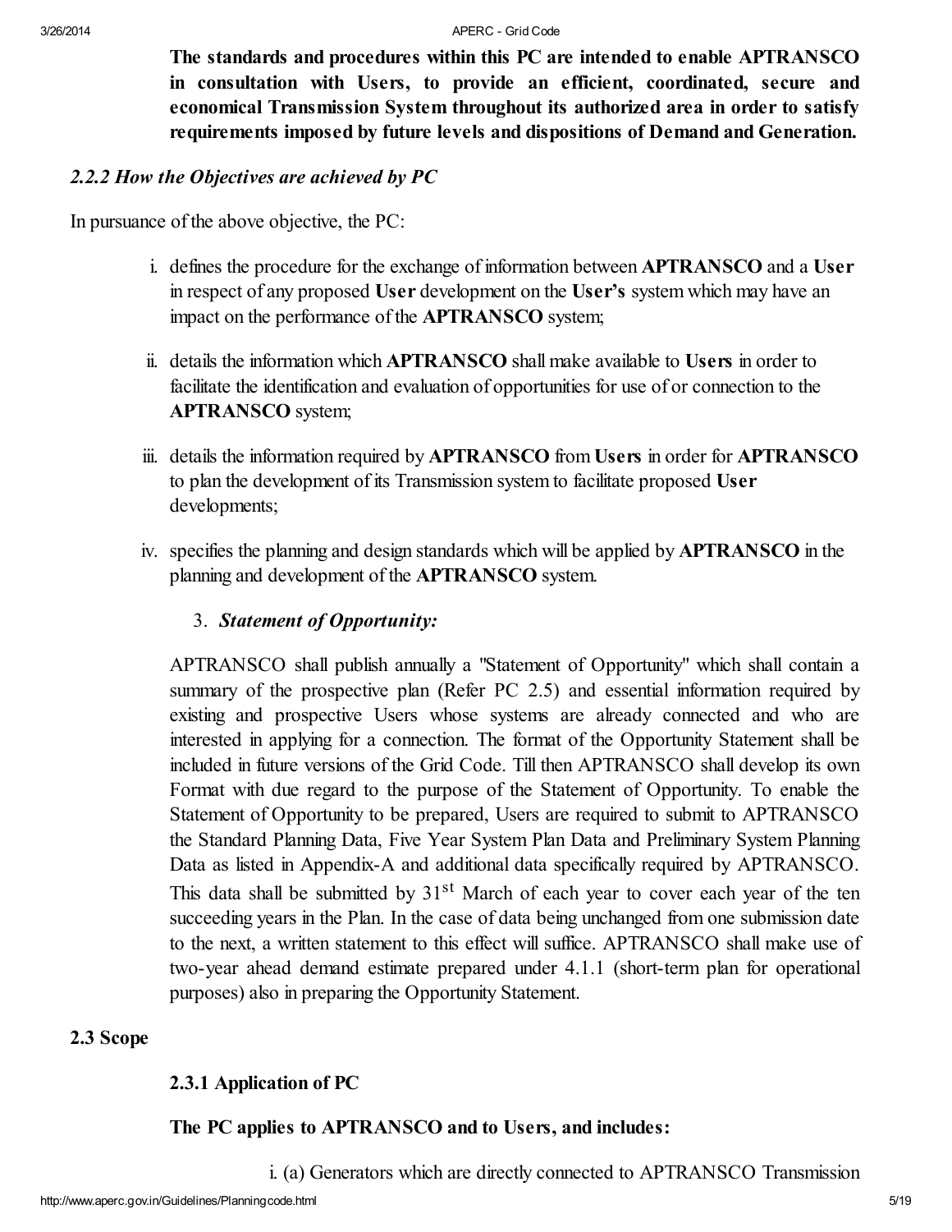**The standards and procedures within this PC are intended to enable APTRANSCO in consultation with Users, to provide an efficient, coordinated, secure and economical Transmission System throughout its authorized area in order to satisfy requirements imposed by future levels and dispositions of Demand and Generation.**

### *2.2.2 How the Objectives are achieved by PC*

In pursuance of the above objective, the PC:

i. defines the procedure for the exchange of information between **APTRANSCO** and a **User** in respect of any proposed **User** development on the **User's** system which may have an impact on the performance of the **APTRANSCO** system;

ii. details the information which **APTRANSCO** shall make available to **Users** in order to facilitate the identification and evaluation of opportunities for use of or connection to the **APTRANSCO** system;

iii. details the information required by **APTRANSCO** from **Users** in order for **APTRANSCO** to plan the development of its Transmission system to facilitate proposed **User** developments;

iv. specifies the planning and design standards which will be applied by **APTRANSCO** in the planning and development of the **APTRANSCO** system.

3. ***Statement of Opportunity:***

APTRANSCO shall publish annually a "Statement of Opportunity" which shall contain a summary of the prospective plan (Refer PC 2.5) and essential information required by existing and prospective Users whose systems are already connected and who are interested in applying for a connection. The format of the Opportunity Statement shall be included in future versions of the Grid Code. Till then APTRANSCO shall develop its own Format with due regard to the purpose of the Statement of Opportunity. To enable the Statement of Opportunity to be prepared, Users are required to submit to APTRANSCO the Standard Planning Data, Five Year System Plan Data and Preliminary System Planning Data as listed in Appendix-A and additional data specifically required by APTRANSCO. This data shall be submitted by 31st March of each year to cover each year of the ten succeeding years in the Plan. In the case of data being unchanged from one submission date to the next, a written statement to this effect will suffice. APTRANSCO shall make use of two-year ahead demand estimate prepared under 4.1.1 (short-term plan for operational purposes) also in preparing the Opportunity Statement.

## 2.3 Scope

### 2.3.1 Application of PC

**The PC applies to APTRANSCO and to Users, and includes:**

i. (a) Generators which are directly connected to APTRANSCO Transmission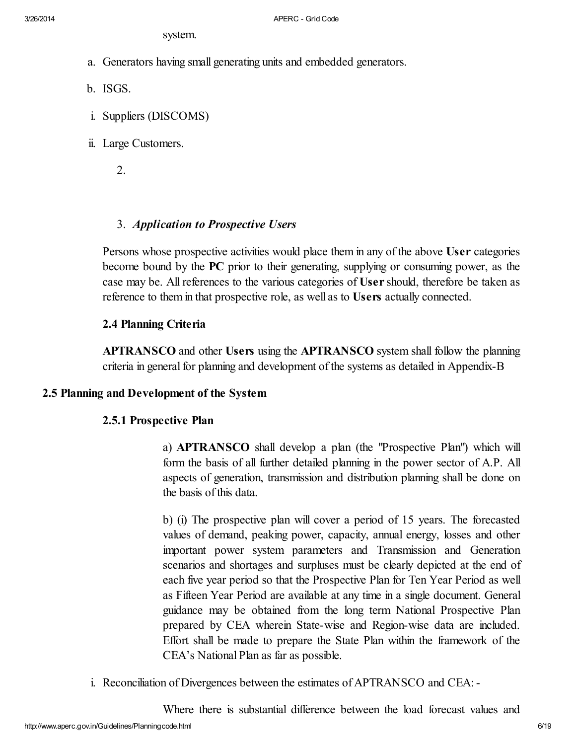system.

a. Generators having small generating units and embedded generators.

b. ISGS.

i. Suppliers (DISCOMS)

ii. Large Customers.

2.

3. *Application to Prospective Users*

Persons whose prospective activities would place them in any of the above **User** categories become bound by the **PC** prior to their generating, supplying or consuming power, as the case may be. All references to the various categories of **User** should, therefore be taken as reference to them in that prospective role, as well as to **Users** actually connected.

### 2.4 Planning Criteria

**APTRANSCO** and other **Users** using the **APTRANSCO** system shall follow the planning criteria in general for planning and development of the systems as detailed in Appendix-B

## 2.5 Planning and Development of the System

### 2.5.1 Prospective Plan

a) **APTRANSCO** shall develop a plan (the "Prospective Plan") which will form the basis of all further detailed planning in the power sector of A.P. All aspects of generation, transmission and distribution planning shall be done on the basis of this data.

b) (i) The prospective plan will cover a period of 15 years. The forecasted values of demand, peaking power, capacity, annual energy, losses and other important power system parameters and Transmission and Generation scenarios and shortages and surpluses must be clearly depicted at the end of each five year period so that the Prospective Plan for Ten Year Period as well as Fifteen Year Period are available at any time in a single document. General guidance may be obtained from the long term National Prospective Plan prepared by CEA wherein State-wise and Region-wise data are included. Effort shall be made to prepare the State Plan within the framework of the CEA's National Plan as far as possible.

i. Reconciliation of Divergences between the estimates of APTRANSCO and CEA: -

Where there is substantial difference between the load forecast values and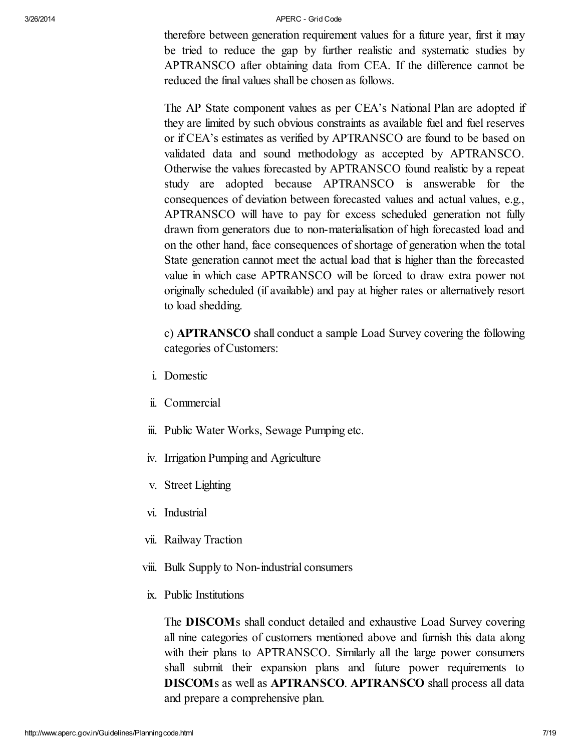therefore between generation requirement values for a future year, first it may be tried to reduce the gap by further realistic and systematic studies by APTRANSCO after obtaining data from CEA. If the difference cannot be reduced the final values shall be chosen as follows.

The AP State component values as per CEA's National Plan are adopted if they are limited by such obvious constraints as available fuel and fuel reserves or if CEA's estimates as verified by APTRANSCO are found to be based on validated data and sound methodology as accepted by APTRANSCO. Otherwise the values forecasted by APTRANSCO found realistic by a repeat study are adopted because APTRANSCO is answerable for the consequences of deviation between forecasted values and actual values, e.g., APTRANSCO will have to pay for excess scheduled generation not fully drawn from generators due to non-materialisation of high forecasted load and on the other hand, face consequences of shortage of generation when the total State generation cannot meet the actual load that is higher than the forecasted value in which case APTRANSCO will be forced to draw extra power not originally scheduled (if available) and pay at higher rates or alternatively resort to load shedding.

c) **APTRANSCO** shall conduct a sample Load Survey covering the following categories of Customers:

i. Domestic

ii. Commercial

iii. Public Water Works, Sewage Pumping etc.

iv. Irrigation Pumping and Agriculture

v. Street Lighting

vi. Industrial

vii. Railway Traction

viii. Bulk Supply to Non-industrial consumers

ix. Public Institutions

The **DISCOM**s shall conduct detailed and exhaustive Load Survey covering all nine categories of customers mentioned above and furnish this data along with their plans to APTRANSCO. Similarly all the large power consumers shall submit their expansion plans and future power requirements to **DISCOM**s as well as **APTRANSCO**. **APTRANSCO** shall process all data and prepare a comprehensive plan.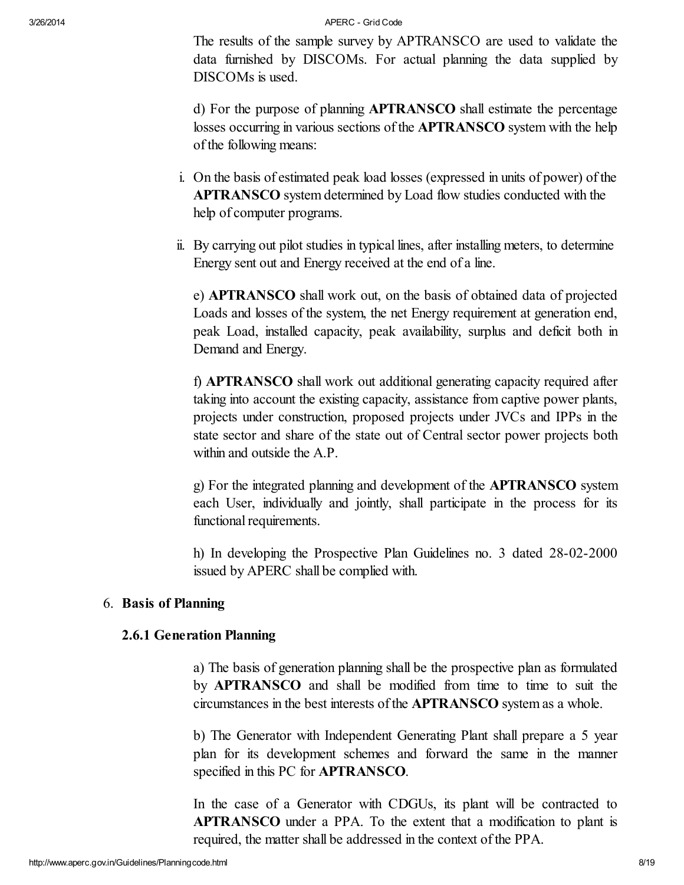The results of the sample survey by APTRANSCO are used to validate the data furnished by DISCOMs. For actual planning the data supplied by DISCOMs is used.

d) For the purpose of planning **APTRANSCO** shall estimate the percentage losses occurring in various sections of the **APTRANSCO** system with the help of the following means:

i. On the basis of estimated peak load losses (expressed in units of power) of the **APTRANSCO** system determined by Load flow studies conducted with the help of computer programs.

ii. By carrying out pilot studies in typical lines, after installing meters, to determine Energy sent out and Energy received at the end of a line.

e) **APTRANSCO** shall work out, on the basis of obtained data of projected Loads and losses of the system, the net Energy requirement at generation end, peak Load, installed capacity, peak availability, surplus and deficit both in Demand and Energy.

f) **APTRANSCO** shall work out additional generating capacity required after taking into account the existing capacity, assistance from captive power plants, projects under construction, proposed projects under JVCs and IPPs in the state sector and share of the state out of Central sector power projects both within and outside the A.P.

g) For the integrated planning and development of the **APTRANSCO** system each User, individually and jointly, shall participate in the process for its functional requirements.

h) In developing the Prospective Plan Guidelines no. 3 dated 28-02-2000 issued by APERC shall be complied with.

6. **Basis of Planning**

### 2.6.1 Generation Planning

a) The basis of generation planning shall be the prospective plan as formulated by **APTRANSCO** and shall be modified from time to time to suit the circumstances in the best interests of the **APTRANSCO** system as a whole.

b) The Generator with Independent Generating Plant shall prepare a 5 year plan for its development schemes and forward the same in the manner specified in this PC for **APTRANSCO**.

In the case of a Generator with CDGUs, its plant will be contracted to **APTRANSCO** under a PPA. To the extent that a modification to plant is required, the matter shall be addressed in the context of the PPA.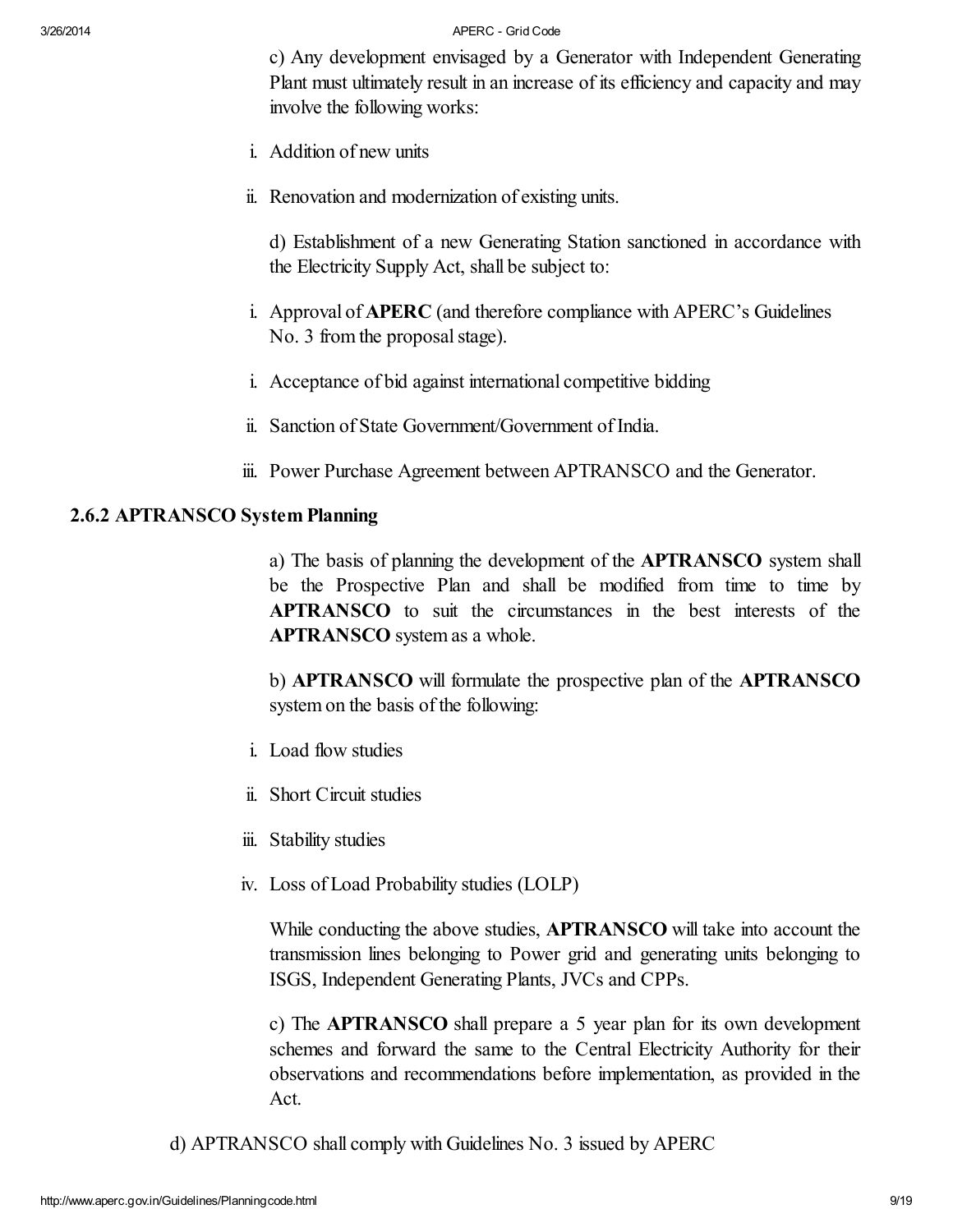c) Any development envisaged by a Generator with Independent Generating Plant must ultimately result in an increase of its efficiency and capacity and may involve the following works:

i. Addition of new units

ii. Renovation and modernization of existing units.

d) Establishment of a new Generating Station sanctioned in accordance with the Electricity Supply Act, shall be subject to:

i. Approval of **APERC** (and therefore compliance with APERC's Guidelines No. 3 from the proposal stage).

i. Acceptance of bid against international competitive bidding

ii. Sanction of State Government/Government of India.

iii. Power Purchase Agreement between APTRANSCO and the Generator.

### 2.6.2 APTRANSCO System Planning

a) The basis of planning the development of the **APTRANSCO** system shall be the Prospective Plan and shall be modified from time to time by **APTRANSCO** to suit the circumstances in the best interests of the **APTRANSCO** system as a whole.

b) **APTRANSCO** will formulate the prospective plan of the **APTRANSCO** system on the basis of the following:

i. Load flow studies

ii. Short Circuit studies

iii. Stability studies

iv. Loss of Load Probability studies (LOLP)

While conducting the above studies, **APTRANSCO** will take into account the transmission lines belonging to Power grid and generating units belonging to ISGS, Independent Generating Plants, JVCs and CPPs.

c) The **APTRANSCO** shall prepare a 5 year plan for its own development schemes and forward the same to the Central Electricity Authority for their observations and recommendations before implementation, as provided in the Act.

d) APTRANSCO shall comply with Guidelines No. 3 issued by APERC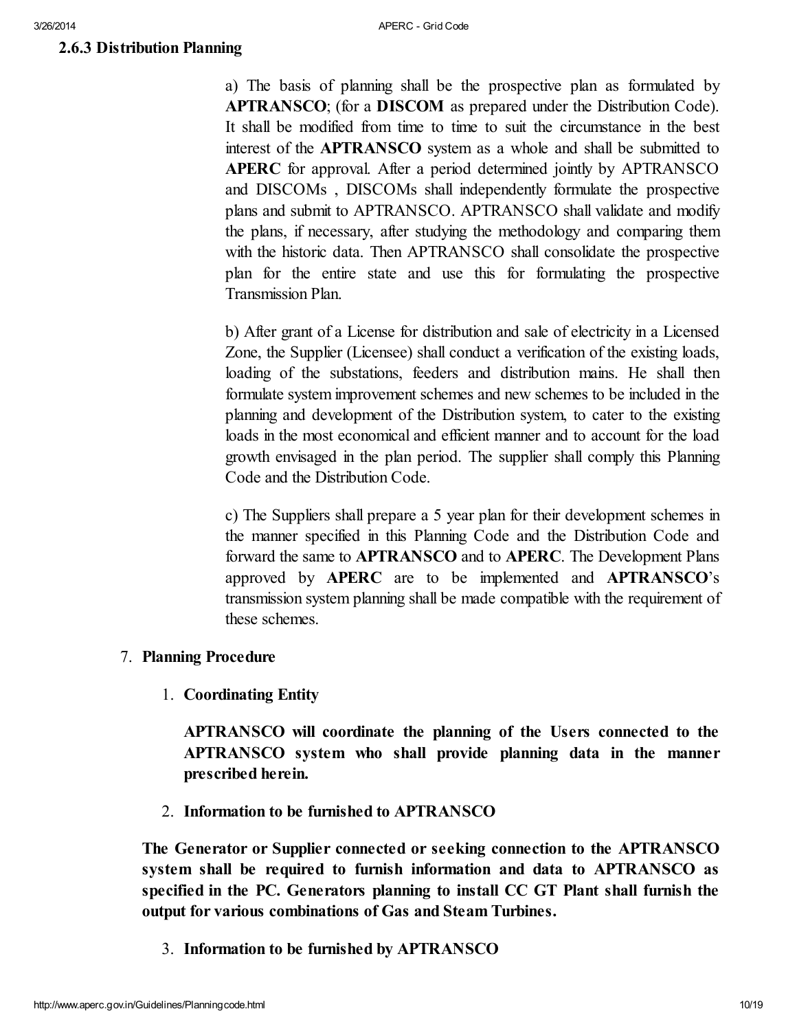### 2.6.3 Distribution Planning

a) The basis of planning shall be the prospective plan as formulated by **APTRANSCO**; (for a **DISCOM** as prepared under the Distribution Code). It shall be modified from time to time to suit the circumstance in the best interest of the **APTRANSCO** system as a whole and shall be submitted to **APERC** for approval. After a period determined jointly by APTRANSCO and DISCOMs , DISCOMs shall independently formulate the prospective plans and submit to APTRANSCO. APTRANSCO shall validate and modify the plans, if necessary, after studying the methodology and comparing them with the historic data. Then APTRANSCO shall consolidate the prospective plan for the entire state and use this for formulating the prospective Transmission Plan.

b) After grant of a License for distribution and sale of electricity in a Licensed Zone, the Supplier (Licensee) shall conduct a verification of the existing loads, loading of the substations, feeders and distribution mains. He shall then formulate system improvement schemes and new schemes to be included in the planning and development of the Distribution system, to cater to the existing loads in the most economical and efficient manner and to account for the load growth envisaged in the plan period. The supplier shall comply this Planning Code and the Distribution Code.

c) The Suppliers shall prepare a 5 year plan for their development schemes in the manner specified in this Planning Code and the Distribution Code and forward the same to **APTRANSCO** and to **APERC**. The Development Plans approved by **APERC** are to be implemented and **APTRANSCO**'s transmission system planning shall be made compatible with the requirement of these schemes.

7. **Planning Procedure**

    1. **Coordinating Entity**

       **APTRANSCO will coordinate the planning of the Users connected to the APTRANSCO system who shall provide planning data in the manner prescribed herein.**

    2. **Information to be furnished to APTRANSCO**

**The Generator or Supplier connected or seeking connection to the APTRANSCO system shall be required to furnish information and data to APTRANSCO as specified in the PC. Generators planning to install CC GT Plant shall furnish the output for various combinations of Gas and Steam Turbines.**

    3. **Information to be furnished by APTRANSCO**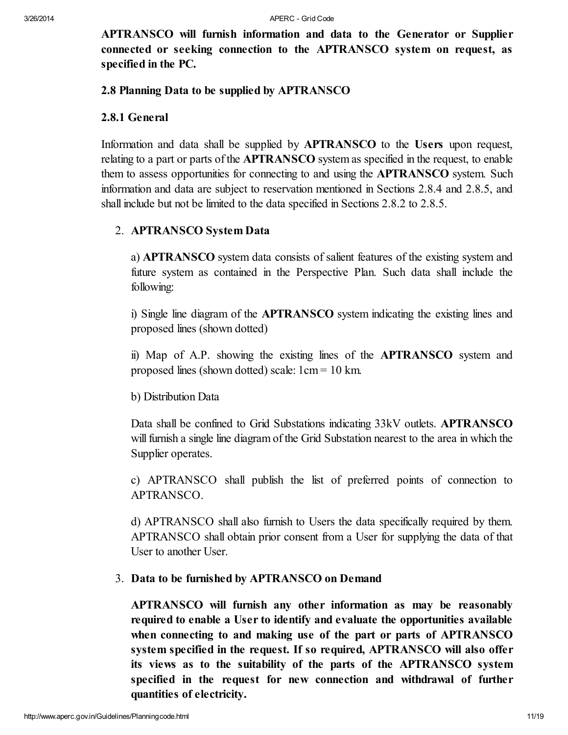**APTRANSCO will furnish information and data to the Generator or Supplier connected or seeking connection to the APTRANSCO system on request, as specified in the PC.**

### 2.8 Planning Data to be supplied by APTRANSCO

#### 2.8.1 General

Information and data shall be supplied by **APTRANSCO** to the **Users** upon request, relating to a part or parts of the **APTRANSCO** system as specified in the request, to enable them to assess opportunities for connecting to and using the **APTRANSCO** system. Such information and data are subject to reservation mentioned in Sections 2.8.4 and 2.8.5, and shall include but not be limited to the data specified in Sections 2.8.2 to 2.8.5.

2. **APTRANSCO System Data**

   a) **APTRANSCO** system data consists of salient features of the existing system and future system as contained in the Perspective Plan. Such data shall include the following:

   i) Single line diagram of the **APTRANSCO** system indicating the existing lines and proposed lines (shown dotted)

   ii) Map of A.P. showing the existing lines of the **APTRANSCO** system and proposed lines (shown dotted) scale: 1cm = 10 km.

   b) Distribution Data

   Data shall be confined to Grid Substations indicating 33kV outlets. **APTRANSCO** will furnish a single line diagram of the Grid Substation nearest to the area in which the Supplier operates.

   c) APTRANSCO shall publish the list of preferred points of connection to APTRANSCO.

   d) APTRANSCO shall also furnish to Users the data specifically required by them. APTRANSCO shall obtain prior consent from a User for supplying the data of that User to another User.

3. **Data to be furnished by APTRANSCO on Demand**

   **APTRANSCO will furnish any other information as may be reasonably required to enable a User to identify and evaluate the opportunities available when connecting to and making use of the part or parts of APTRANSCO system specified in the request. If so required, APTRANSCO will also offer its views as to the suitability of the parts of the APTRANSCO system specified in the request for new connection and withdrawal of further quantities of electricity.**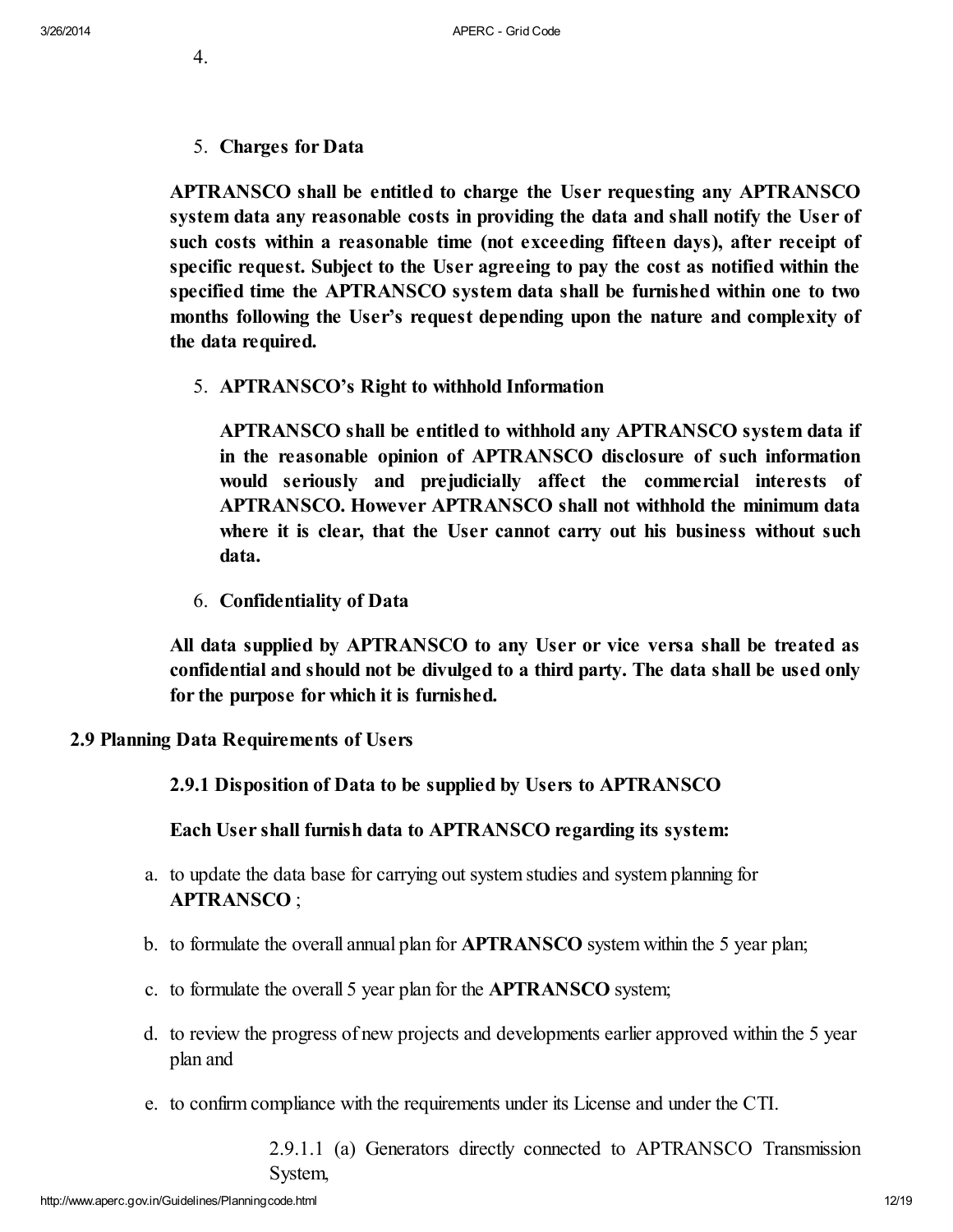4.

5. **Charges for Data**

**APTRANSCO shall be entitled to charge the User requesting any APTRANSCO system data any reasonable costs in providing the data and shall notify the User of such costs within a reasonable time (not exceeding fifteen days), after receipt of specific request. Subject to the User agreeing to pay the cost as notified within the specified time the APTRANSCO system data shall be furnished within one to two months following the User's request depending upon the nature and complexity of the data required.**

5. **APTRANSCO's Right to withhold Information**

   **APTRANSCO shall be entitled to withhold any APTRANSCO system data if in the reasonable opinion of APTRANSCO disclosure of such information would seriously and prejudicially affect the commercial interests of APTRANSCO. However APTRANSCO shall not withhold the minimum data where it is clear, that the User cannot carry out his business without such data.**

6. **Confidentiality of Data**

**All data supplied by APTRANSCO to any User or vice versa shall be treated as confidential and should not be divulged to a third party. The data shall be used only for the purpose for which it is furnished.**

### 2.9 Planning Data Requirements of Users

**2.9.1 Disposition of Data to be supplied by Users to APTRANSCO**

**Each User shall furnish data to APTRANSCO regarding its system:**

a. to update the data base for carrying out system studies and system planning for **APTRANSCO** ;
b. to formulate the overall annual plan for **APTRANSCO** system within the 5 year plan;
c. to formulate the overall 5 year plan for the **APTRANSCO** system;
d. to review the progress of new projects and developments earlier approved within the 5 year plan and
e. to confirm compliance with the requirements under its License and under the CTI.

2.9.1.1 (a) Generators directly connected to APTRANSCO Transmission System,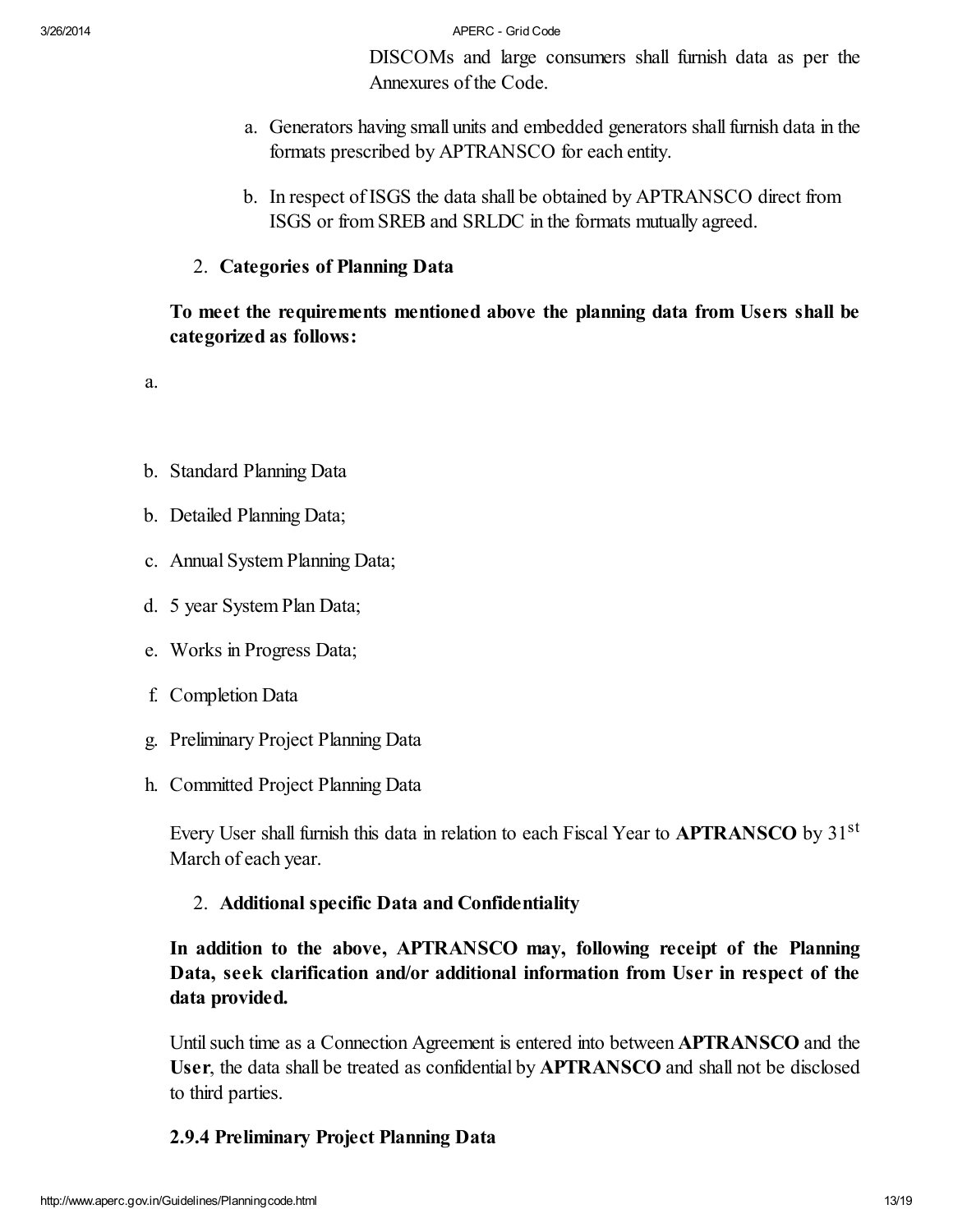DISCOMs and large consumers shall furnish data as per the Annexures of the Code.

a. Generators having small units and embedded generators shall furnish data in the formats prescribed by APTRANSCO for each entity.

b. In respect of ISGS the data shall be obtained by APTRANSCO direct from ISGS or from SREB and SRLDC in the formats mutually agreed.

2. **Categories of Planning Data**

**To meet the requirements mentioned above the planning data from Users shall be categorized as follows:**

a.

b. Standard Planning Data

b. Detailed Planning Data;

c. Annual System Planning Data;

d. 5 year System Plan Data;

e. Works in Progress Data;

f. Completion Data

g. Preliminary Project Planning Data

h. Committed Project Planning Data

Every User shall furnish this data in relation to each Fiscal Year to **APTRANSCO** by 31st March of each year.

2. **Additional specific Data and Confidentiality**

**In addition to the above, APTRANSCO may, following receipt of the Planning Data, seek clarification and/or additional information from User in respect of the data provided.**

Until such time as a Connection Agreement is entered into between **APTRANSCO** and the **User**, the data shall be treated as confidential by **APTRANSCO** and shall not be disclosed to third parties.

### 2.9.4 Preliminary Project Planning Data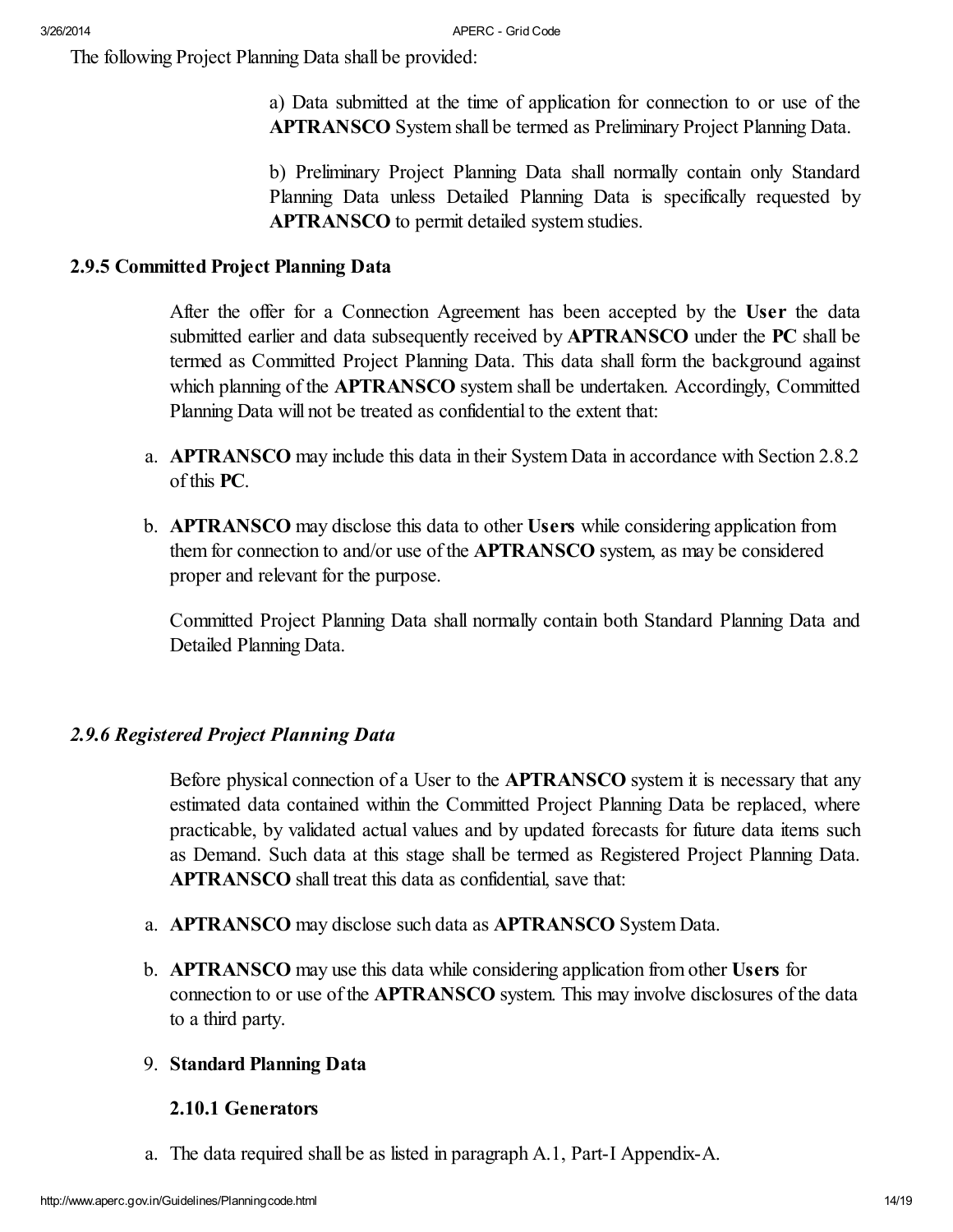The following Project Planning Data shall be provided:

a) Data submitted at the time of application for connection to or use of the **APTRANSCO** System shall be termed as Preliminary Project Planning Data.

b) Preliminary Project Planning Data shall normally contain only Standard Planning Data unless Detailed Planning Data is specifically requested by **APTRANSCO** to permit detailed system studies.

### 2.9.5 Committed Project Planning Data

After the offer for a Connection Agreement has been accepted by the **User** the data submitted earlier and data subsequently received by **APTRANSCO** under the **PC** shall be termed as Committed Project Planning Data. This data shall form the background against which planning of the **APTRANSCO** system shall be undertaken. Accordingly, Committed Planning Data will not be treated as confidential to the extent that:

a. **APTRANSCO** may include this data in their System Data in accordance with Section 2.8.2 of this **PC**.
b. **APTRANSCO** may disclose this data to other **Users** while considering application from them for connection to and/or use of the **APTRANSCO** system, as may be considered proper and relevant for the purpose.

Committed Project Planning Data shall normally contain both Standard Planning Data and Detailed Planning Data.

### *2.9.6 Registered Project Planning Data*

Before physical connection of a User to the **APTRANSCO** system it is necessary that any estimated data contained within the Committed Project Planning Data be replaced, where practicable, by validated actual values and by updated forecasts for future data items such as Demand. Such data at this stage shall be termed as Registered Project Planning Data. **APTRANSCO** shall treat this data as confidential, save that:

a. **APTRANSCO** may disclose such data as **APTRANSCO** System Data.
b. **APTRANSCO** may use this data while considering application from other **Users** for connection to or use of the **APTRANSCO** system. This may involve disclosures of the data to a third party.

9. **Standard Planning Data**

### 2.10.1 Generators

a. The data required shall be as listed in paragraph A.1, Part-I Appendix-A.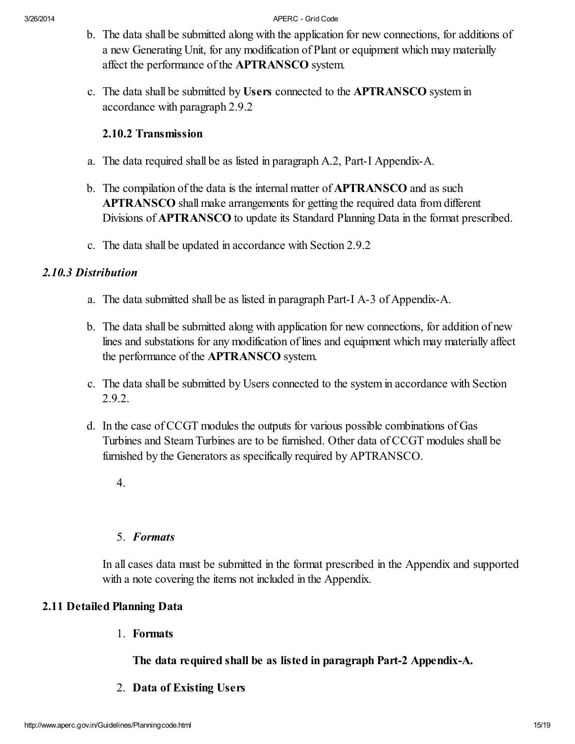b. The data shall be submitted along with the application for new connections, for additions of a new Generating Unit, for any modification of Plant or equipment which may materially affect the performance of the **APTRANSCO** system.

c. The data shall be submitted by **Users** connected to the **APTRANSCO** system in accordance with paragraph 2.9.2

**2.10.2 Transmission**

a. The data required shall be as listed in paragraph A.2, Part-I Appendix-A.

b. The compilation of the data is the internal matter of **APTRANSCO** and as such **APTRANSCO** shall make arrangements for getting the required data from different Divisions of **APTRANSCO** to update its Standard Planning Data in the format prescribed.

c. The data shall be updated in accordance with Section 2.9.2

***2.10.3 Distribution***

a. The data submitted shall be as listed in paragraph Part-I A-3 of Appendix-A.

b. The data shall be submitted along with application for new connections, for addition of new lines and substations for any modification of lines and equipment which may materially affect the performance of the **APTRANSCO** system.

c. The data shall be submitted by Users connected to the system in accordance with Section 2.9.2.

d. In the case of CCGT modules the outputs for various possible combinations of Gas Turbines and Steam Turbines are to be furnished. Other data of CCGT modules shall be furnished by the Generators as specifically required by APTRANSCO.

4.

5. ***Formats***

In all cases data must be submitted in the format prescribed in the Appendix and supported with a note covering the items not included in the Appendix.

**2.11 Detailed Planning Data**

1. **Formats**

   **The data required shall be as listed in paragraph Part-2 Appendix-A.**

2. **Data of Existing Users**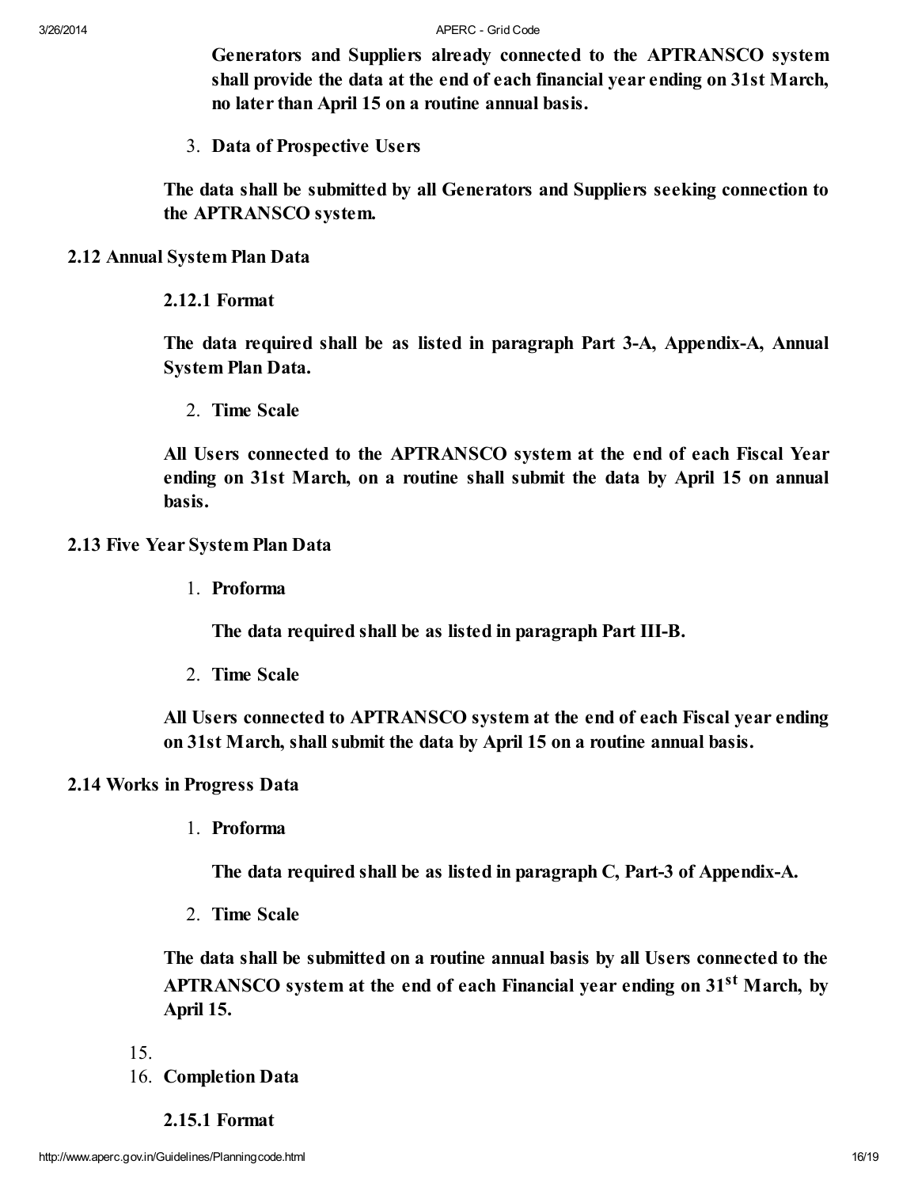**Generators and Suppliers already connected to the APTRANSCO system shall provide the data at the end of each financial year ending on 31st March, no later than April 15 on a routine annual basis.**

3. **Data of Prospective Users**

**The data shall be submitted by all Generators and Suppliers seeking connection to the APTRANSCO system.**

**2.12 Annual System Plan Data**

**2.12.1 Format**

**The data required shall be as listed in paragraph Part 3-A, Appendix-A, Annual System Plan Data.**

2. **Time Scale**

**All Users connected to the APTRANSCO system at the end of each Fiscal Year ending on 31st March, on a routine shall submit the data by April 15 on annual basis.**

**2.13 Five Year System Plan Data**

1. **Proforma**

   **The data required shall be as listed in paragraph Part III-B.**

2. **Time Scale**

**All Users connected to APTRANSCO system at the end of each Fiscal year ending on 31st March, shall submit the data by April 15 on a routine annual basis.**

**2.14 Works in Progress Data**

1. **Proforma**

   **The data required shall be as listed in paragraph C, Part-3 of Appendix-A.**

2. **Time Scale**

**The data shall be submitted on a routine annual basis by all Users connected to the APTRANSCO system at the end of each Financial year ending on 31st March, by April 15.**

15.
16. **Completion Data**

**2.15.1 Format**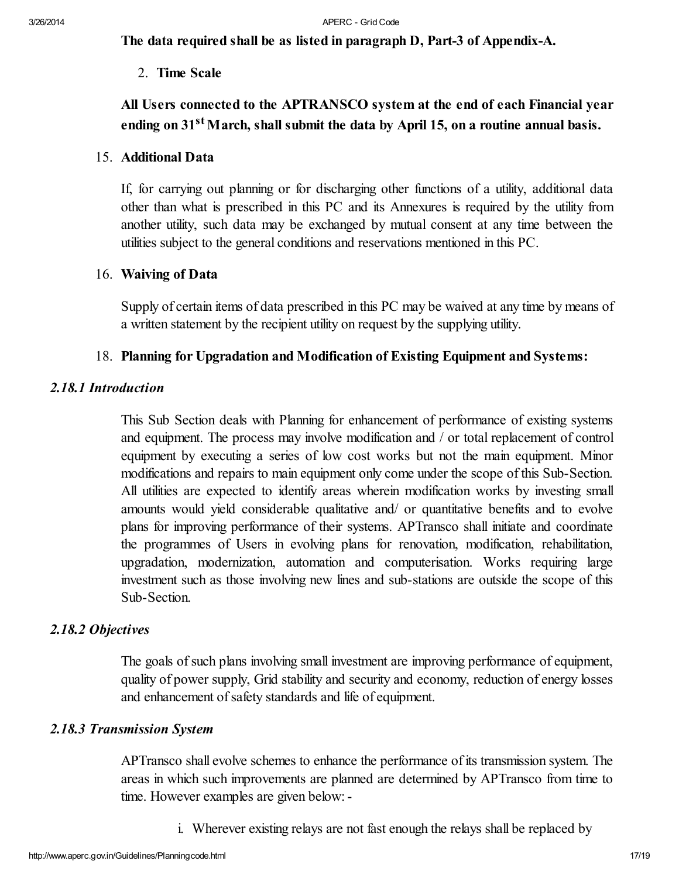**The data required shall be as listed in paragraph D, Part-3 of Appendix-A.**

2. **Time Scale**

**All Users connected to the APTRANSCO system at the end of each Financial year ending on 31st March, shall submit the data by April 15, on a routine annual basis.**

15. **Additional Data**

If, for carrying out planning or for discharging other functions of a utility, additional data other than what is prescribed in this PC and its Annexures is required by the utility from another utility, such data may be exchanged by mutual consent at any time between the utilities subject to the general conditions and reservations mentioned in this PC.

16. **Waiving of Data**

Supply of certain items of data prescribed in this PC may be waived at any time by means of a written statement by the recipient utility on request by the supplying utility.

18. **Planning for Upgradation and Modification of Existing Equipment and Systems:**

*2.18.1 Introduction*

This Sub Section deals with Planning for enhancement of performance of existing systems and equipment. The process may involve modification and / or total replacement of control equipment by executing a series of low cost works but not the main equipment. Minor modifications and repairs to main equipment only come under the scope of this Sub-Section. All utilities are expected to identify areas wherein modification works by investing small amounts would yield considerable qualitative and/ or quantitative benefits and to evolve plans for improving performance of their systems. APTransco shall initiate and coordinate the programmes of Users in evolving plans for renovation, modification, rehabilitation, upgradation, modernization, automation and computerisation. Works requiring large investment such as those involving new lines and sub-stations are outside the scope of this Sub-Section.

*2.18.2 Objectives*

The goals of such plans involving small investment are improving performance of equipment, quality of power supply, Grid stability and security and economy, reduction of energy losses and enhancement of safety standards and life of equipment.

*2.18.3 Transmission System*

APTransco shall evolve schemes to enhance the performance of its transmission system. The areas in which such improvements are planned are determined by APTransco from time to time. However examples are given below: -

i. Wherever existing relays are not fast enough the relays shall be replaced by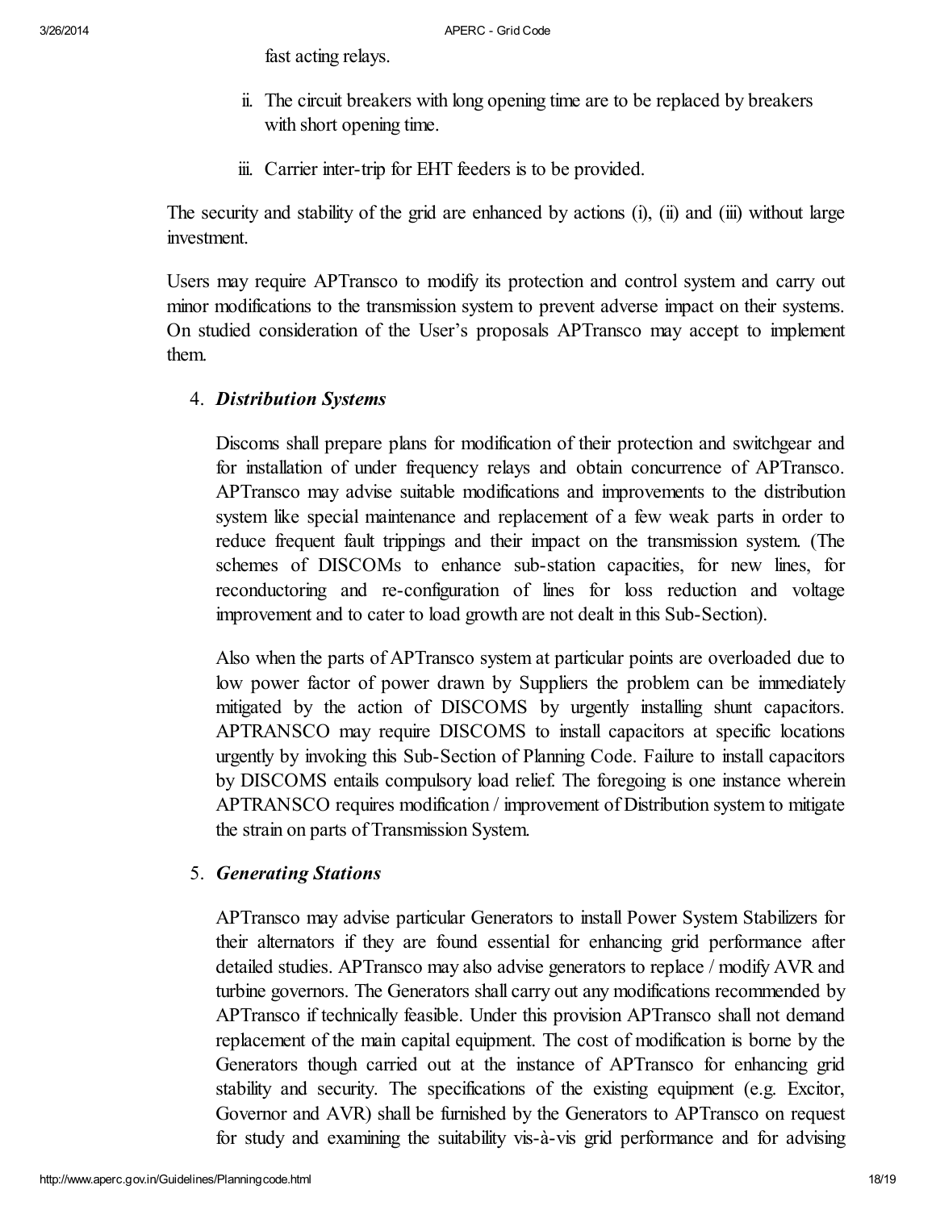fast acting relays.

ii. The circuit breakers with long opening time are to be replaced by breakers with short opening time.

iii. Carrier inter-trip for EHT feeders is to be provided.

The security and stability of the grid are enhanced by actions (i), (ii) and (iii) without large investment.

Users may require APTransco to modify its protection and control system and carry out minor modifications to the transmission system to prevent adverse impact on their systems. On studied consideration of the User's proposals APTransco may accept to implement them.

4. ***Distribution Systems***

   Discoms shall prepare plans for modification of their protection and switchgear and for installation of under frequency relays and obtain concurrence of APTransco. APTransco may advise suitable modifications and improvements to the distribution system like special maintenance and replacement of a few weak parts in order to reduce frequent fault trippings and their impact on the transmission system. (The schemes of DISCOMs to enhance sub-station capacities, for new lines, for reconductoring and re-configuration of lines for loss reduction and voltage improvement and to cater to load growth are not dealt in this Sub-Section).

   Also when the parts of APTransco system at particular points are overloaded due to low power factor of power drawn by Suppliers the problem can be immediately mitigated by the action of DISCOMS by urgently installing shunt capacitors. APTRANSCO may require DISCOMS to install capacitors at specific locations urgently by invoking this Sub-Section of Planning Code. Failure to install capacitors by DISCOMS entails compulsory load relief. The foregoing is one instance wherein APTRANSCO requires modification / improvement of Distribution system to mitigate the strain on parts of Transmission System.

5. ***Generating Stations***

   APTransco may advise particular Generators to install Power System Stabilizers for their alternators if they are found essential for enhancing grid performance after detailed studies. APTransco may also advise generators to replace / modify AVR and turbine governors. The Generators shall carry out any modifications recommended by APTransco if technically feasible. Under this provision APTransco shall not demand replacement of the main capital equipment. The cost of modification is borne by the Generators though carried out at the instance of APTransco for enhancing grid stability and security. The specifications of the existing equipment (e.g. Excitor, Governor and AVR) shall be furnished by the Generators to APTransco on request for study and examining the suitability vis-à-vis grid performance and for advising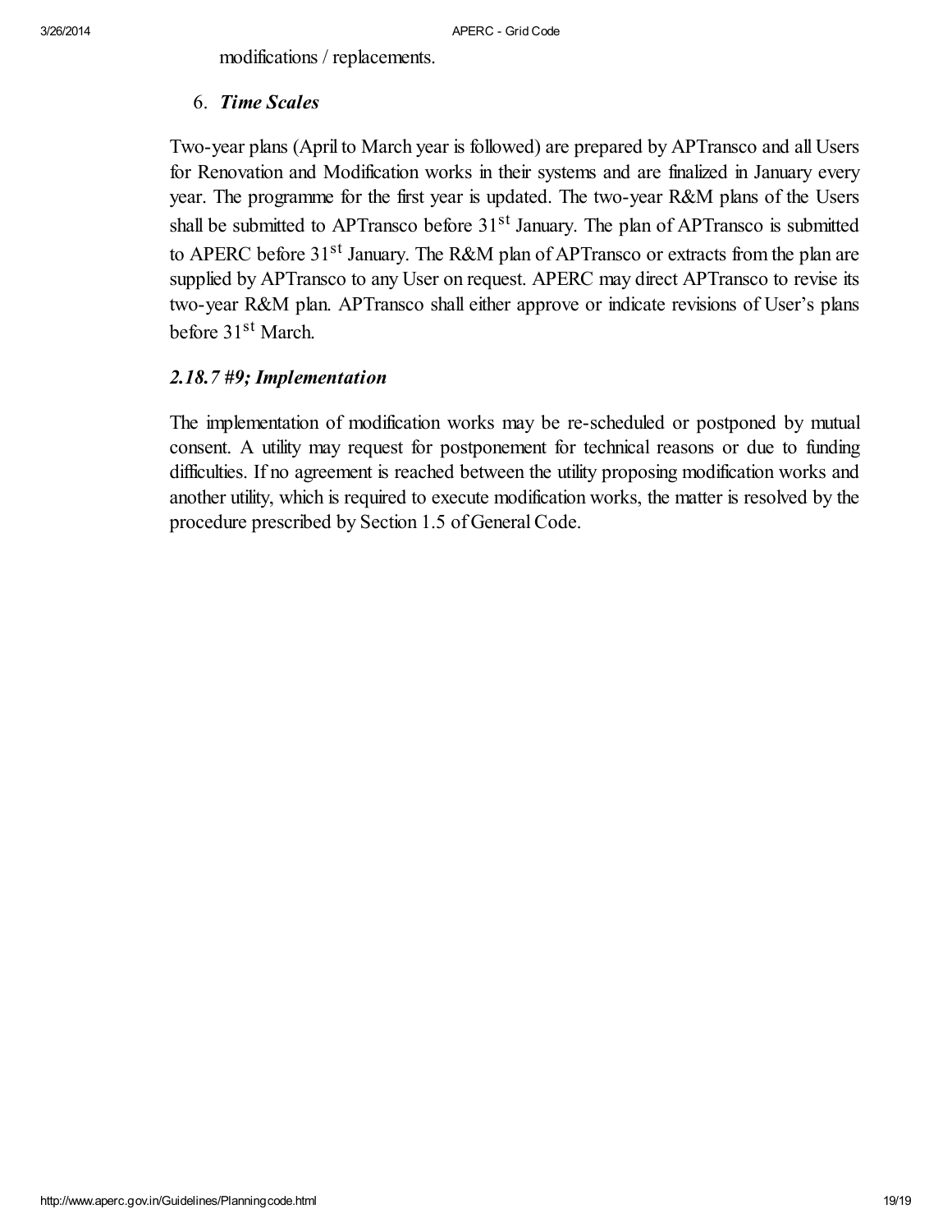modifications / replacements.

6. ***Time Scales***

Two-year plans (April to March year is followed) are prepared by APTransco and all Users for Renovation and Modification works in their systems and are finalized in January every year. The programme for the first year is updated. The two-year R&M plans of the Users shall be submitted to APTransco before 31$^{st}$ January. The plan of APTransco is submitted to APERC before 31$^{st}$ January. The R&M plan of APTransco or extracts from the plan are supplied by APTransco to any User on request. APERC may direct APTransco to revise its two-year R&M plan. APTransco shall either approve or indicate revisions of User's plans before 31$^{st}$ March.

***2.18.7 #9; Implementation***

The implementation of modification works may be re-scheduled or postponed by mutual consent. A utility may request for postponement for technical reasons or due to funding difficulties. If no agreement is reached between the utility proposing modification works and another utility, which is required to execute modification works, the matter is resolved by the procedure prescribed by Section 1.5 of General Code.